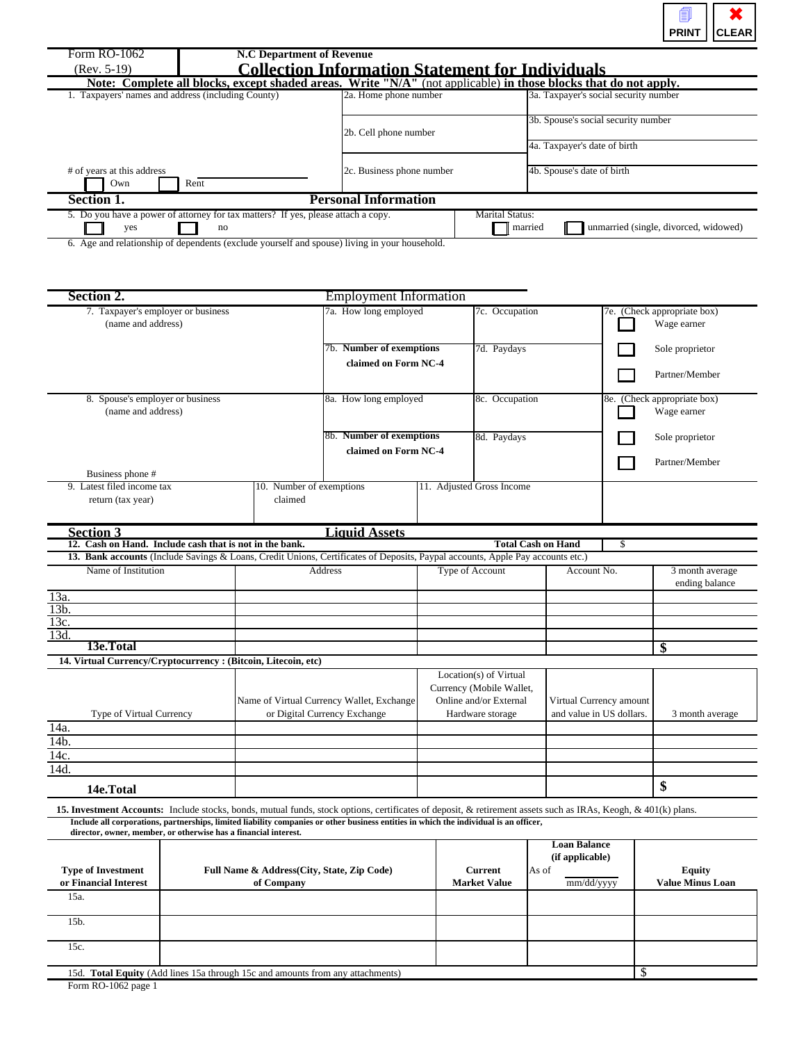Form RO-1062
(Rev. 5-19)

**N.C Department of Revenue**

# Collection Information Statement for Individuals

**Note: Complete all blocks, except shaded areas. Write "N/A"** (not applicable) **in those blocks that do not apply.**

| | | |
|---|---|---|
| 1. Taxpayers' names and address (including County) | 2a. Home phone number | 3a. Taxpayer's social security number |
| | | 3b. Spouse's social security number |
| | 2b. Cell phone number | 4a. Taxpayer's date of birth |
| # of years at this address ☐ Own ☐ Rent | 2c. Business phone number | 4b. Spouse's date of birth |

## Section 1. Personal Information

5. Do you have a power of attorney for tax matters? If yes, please attach a copy.
☐ yes ☐ no

Marital Status:
☐ married ☐ unmarried (single, divorced, widowed)

6. Age and relationship of dependents (exclude yourself and spouse) living in your household.

## Section 2. Employment Information

| | | | |
|---|---|---|---|
| 7. Taxpayer's employer or business (name and address) | 7a. How long employed | 7c. Occupation | 7e. (Check appropriate box) ☐ Wage earner |
| | 7b. **Number of exemptions claimed on Form NC-4** | 7d. Paydays | ☐ Sole proprietor<br>☐ Partner/Member |
| 8. Spouse's employer or business (name and address) | 8a. How long employed | 8c. Occupation | 8e. (Check appropriate box) ☐ Wage earner |
| Business phone # | 8b. **Number of exemptions claimed on Form NC-4** | 8d. Paydays | ☐ Sole proprietor<br>☐ Partner/Member |

| | | | |
|---|---|---|---|
| 9. Latest filed income tax return (tax year) | 10. Number of exemptions claimed | 11. Adjusted Gross Income | |

## Section 3 Liquid Assets

**12. Cash on Hand. Include cash that is not in the bank.** **Total Cash on Hand** $

**13. Bank accounts** (Include Savings & Loans, Credit Unions, Certificates of Deposits, Paypal accounts, Apple Pay accounts etc.)

| Name of Institution | Address | Type of Account | Account No. | 3 month average ending balance |
|---|---|---|---|---|
| 13a. | | | | |
| 13b. | | | | |
| 13c. | | | | |
| 13d. | | | | |
| **13e.Total** | | | | **$** |

**14. Virtual Currency/Cryptocurrency : (Bitcoin, Litecoin, etc)**

| Type of Virtual Currency | Name of Virtual Currency Wallet, Exchange or Digital Currency Exchange | Location(s) of Virtual Currency (Mobile Wallet, Online and/or External Hardware storage | Virtual Currency amount and value in US dollars. | 3 month average |
|---|---|---|---|---|
| 14a. | | | | |
| 14b. | | | | |
| 14c. | | | | |
| 14d. | | | | |
| **14e.Total** | | | | **$** |

**15. Investment Accounts:** Include stocks, bonds, mutual funds, stock options, certificates of deposit, & retirement assets such as IRAs, Keogh, & 401(k) plans.
**Include all corporations, partnerships, limited liability companies or other business entities in which the individual is an officer, director, owner, member, or otherwise has a financial interest.**

| **Type of Investment or Financial Interest** | **Full Name & Address(City, State, Zip Code) of Company** | **Current Market Value** | **Loan Balance (if applicable)** As of mm/dd/yyyy | **Equity Value Minus Loan** |
|---|---|---|---|---|
| 15a. | | | | |
| 15b. | | | | |
| 15c. | | | | |

15d. **Total Equity** (Add lines 15a through 15c and amounts from any attachments) $

Form RO-1062 page 1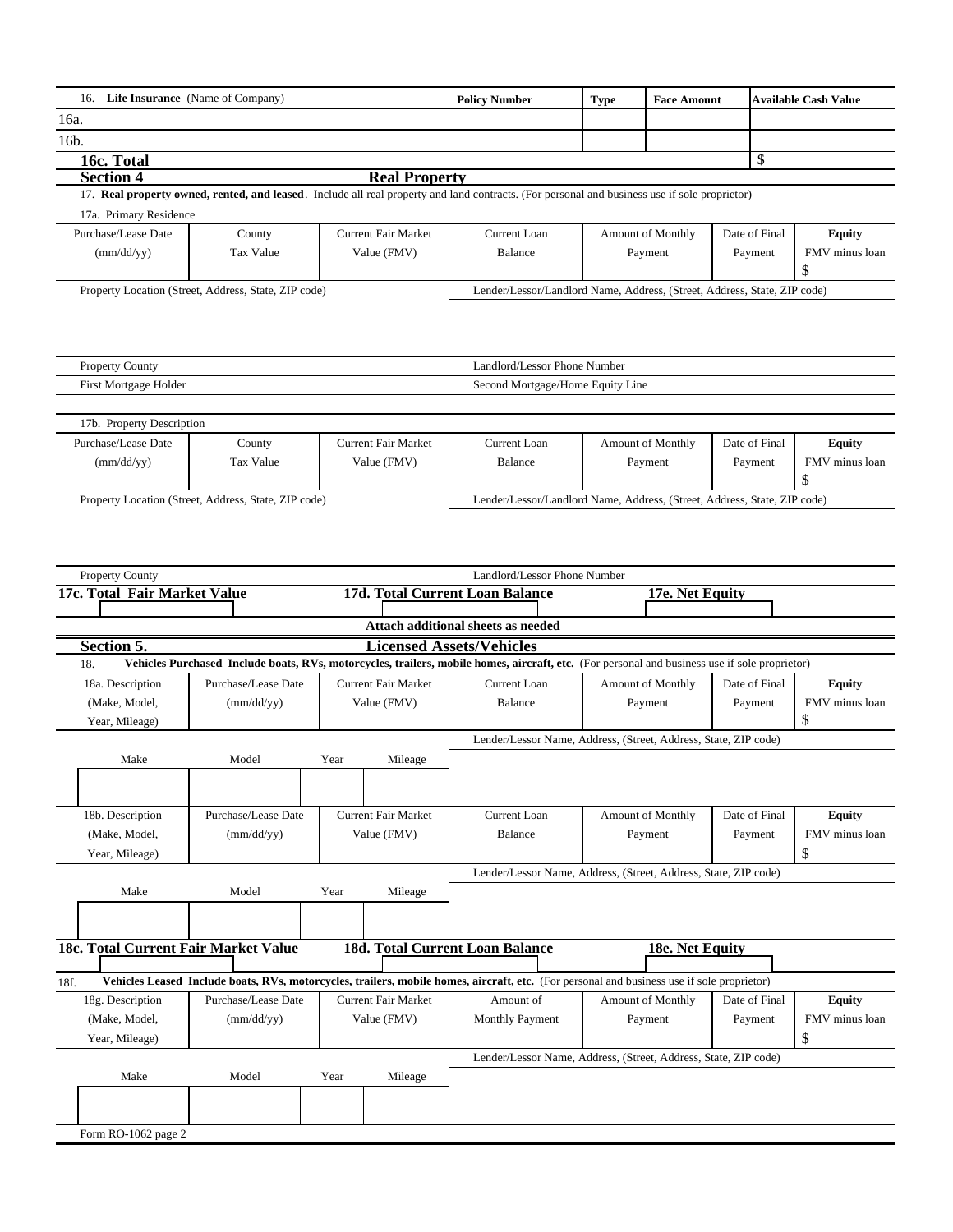| 16. **Life Insurance** (Name of Company) | **Policy Number** | **Type** | **Face Amount** | **Available Cash Value** |
|---|---|---|---|---|
| 16a. | | | | |
| 16b. | | | | |
| **16c. Total** | | | | $ |

## Section 4 Real Property

17. **Real property owned, rented, and leased**. Include all real property and land contracts. (For personal and business use if sole proprietor)

17a. Primary Residence

| Purchase/Lease Date (mm/dd/yy) | County Tax Value | Current Fair Market Value (FMV) | Current Loan Balance | Amount of Monthly Payment | Date of Final Payment | **Equity** FMV minus loan |
|---|---|---|---|---|---|---|
| | | | | | | $ |

| Property Location (Street, Address, State, ZIP code) | Lender/Lessor/Landlord Name, Address, (Street, Address, State, ZIP code) |
|---|---|
| | |
| Property County | Landlord/Lessor Phone Number |
| First Mortgage Holder | Second Mortgage/Home Equity Line |
| | |

17b. Property Description

| Purchase/Lease Date (mm/dd/yy) | County Tax Value | Current Fair Market Value (FMV) | Current Loan Balance | Amount of Monthly Payment | Date of Final Payment | **Equity** FMV minus loan |
|---|---|---|---|---|---|---|
| | | | | | | $ |

| Property Location (Street, Address, State, ZIP code) | Lender/Lessor/Landlord Name, Address, (Street, Address, State, ZIP code) |
|---|---|
| | |
| Property County | Landlord/Lessor Phone Number |

| **17c. Total Fair Market Value** | **17d. Total Current Loan Balance** | **17e. Net Equity** |
|---|---|---|
| | | |

**Attach additional sheets as needed**

## Section 5. Licensed Assets/Vehicles

18. **Vehicles Purchased Include boats, RVs, motorcycles, trailers, mobile homes, aircraft, etc.** (For personal and business use if sole proprietor)

| 18a. Description (Make, Model, Year, Mileage) | Purchase/Lease Date (mm/dd/yy) | Current Fair Market Value (FMV) | Current Loan Balance | Amount of Monthly Payment | Date of Final Payment | **Equity** FMV minus loan |
|---|---|---|---|---|---|---|
| | | | | | | $ |

| Make | Model | Year | Mileage | Lender/Lessor Name, Address, (Street, Address, State, ZIP code) |
|---|---|---|---|---|
| | | | | |

| 18b. Description (Make, Model, Year, Mileage) | Purchase/Lease Date (mm/dd/yy) | Current Fair Market Value (FMV) | Current Loan Balance | Amount of Monthly Payment | Date of Final Payment | **Equity** FMV minus loan |
|---|---|---|---|---|---|---|
| | | | | | | $ |

| Make | Model | Year | Mileage | Lender/Lessor Name, Address, (Street, Address, State, ZIP code) |
|---|---|---|---|---|
| | | | | |

| **18c. Total Current Fair Market Value** | **18d. Total Current Loan Balance** | **18e. Net Equity** |
|---|---|---|
| | | |

18f. **Vehicles Leased Include boats, RVs, motorcycles, trailers, mobile homes, aircraft, etc.** (For personal and business use if sole proprietor)

| 18g. Description (Make, Model, Year, Mileage) | Purchase/Lease Date (mm/dd/yy) | Current Fair Market Value (FMV) | Amount of Monthly Payment | Amount of Monthly Payment | Date of Final Payment | **Equity** FMV minus loan |
|---|---|---|---|---|---|---|
| | | | | | | $ |

| Make | Model | Year | Mileage | Lender/Lessor Name, Address, (Street, Address, State, ZIP code) |
|---|---|---|---|---|
| | | | | |

Form RO-1062 page 2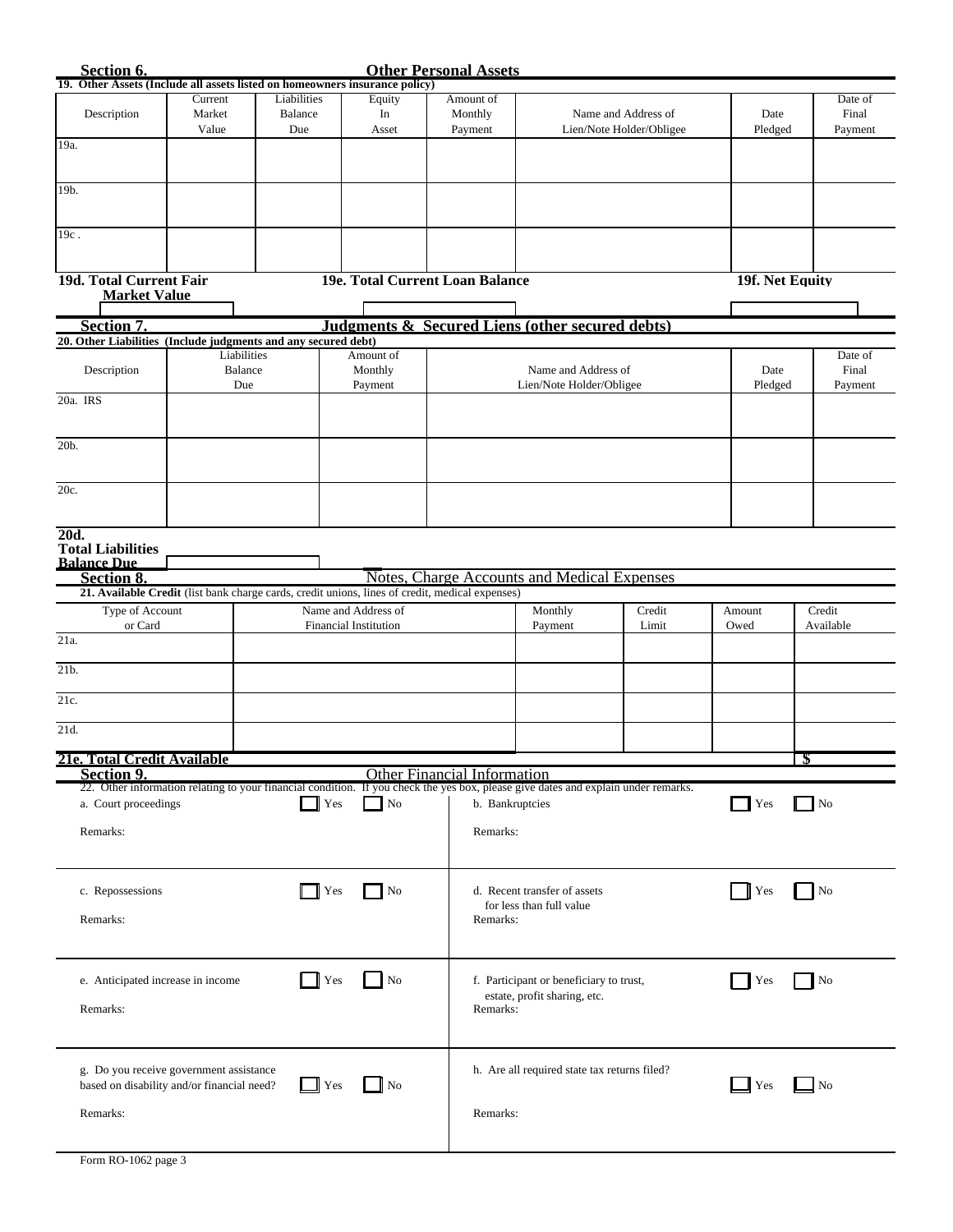## Section 6. Other Personal Assets

**19. Other Assets (Include all assets listed on homeowners insurance policy)**

| Description | Current Market Value | Liabilities Balance Due | Equity In Asset | Amount of Monthly Payment | Name and Address of Lien/Note Holder/Obligee | Date Pledged | Date of Final Payment |
|---|---|---|---|---|---|---|---|
| 19a. | | | | | | | |
| 19b. | | | | | | | |
| 19c . | | | | | | | |

**19d. Total Current Fair Market Value** ______ **19e. Total Current Loan Balance** ______ **19f. Net Equity** ______

## Section 7. Judgments & Secured Liens (other secured debts)

**20. Other Liabilities (Include judgments and any secured debt)**

| Description | Liabilities Balance Due | Amount of Monthly Payment | Name and Address of Lien/Note Holder/Obligee | Date Pledged | Date of Final Payment |
|---|---|---|---|---|---|
| 20a. IRS | | | | | |
| 20b. | | | | | |
| 20c. | | | | | |

**20d. Total Liabilities Balance Due** ______

## Section 8. Notes, Charge Accounts and Medical Expenses

**21. Available Credit** (list bank charge cards, credit unions, lines of credit, medical expenses)

| Type of Account or Card | Name and Address of Financial Institution | Monthly Payment | Credit Limit | Amount Owed | Credit Available |
|---|---|---|---|---|---|
| 21a. | | | | | |
| 21b. | | | | | |
| 21c. | | | | | |
| 21d. | | | | | |

**21e. Total Credit Available** $

## Section 9. Other Financial Information

22. Other information relating to your financial condition. If you check the yes box, please give dates and explain under remarks.

a. Court proceedings ☐ Yes ☐ No

Remarks:

b. Bankruptcies ☐ Yes ☐ No

Remarks:

c. Repossessions ☐ Yes ☐ No

Remarks:

d. Recent transfer of assets for less than full value ☐ Yes ☐ No

Remarks:

e. Anticipated increase in income ☐ Yes ☐ No

Remarks:

f. Participant or beneficiary to trust, estate, profit sharing, etc. ☐ Yes ☐ No

Remarks:

g. Do you receive government assistance based on disability and/or financial need? ☐ Yes ☐ No

Remarks:

h. Are all required state tax returns filed? ☐ Yes ☐ No

Remarks:

Form RO-1062 page 3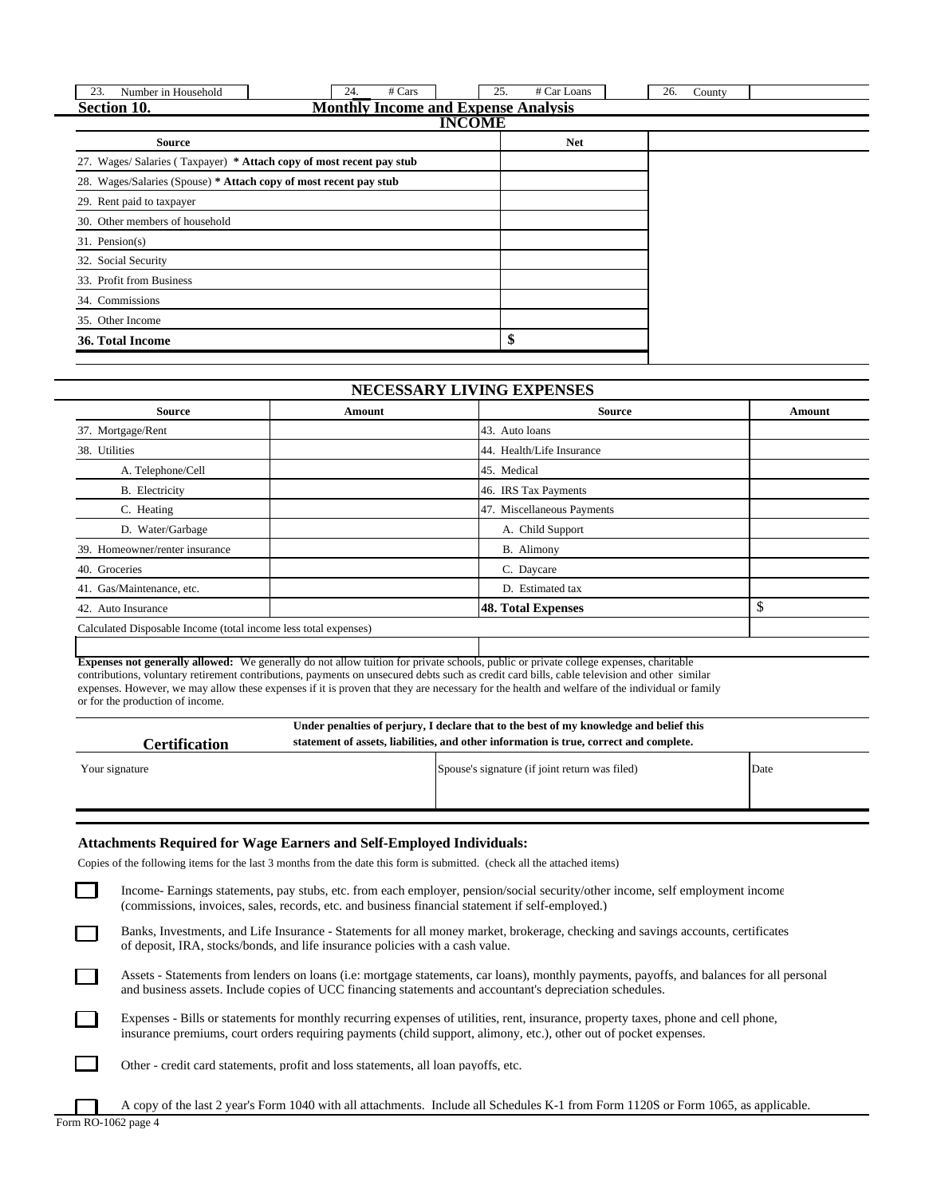| 23. Number in Household | | 24. # Cars | | 25. # Car Loans | | 26. County | |
|---|---|---|---|---|---|---|---|

## Section 10. Monthly Income and Expense Analysis

### INCOME

| Source | Net |
|---|---|
| 27. Wages/ Salaries ( Taxpayer) **\* Attach copy of most recent pay stub** | |
| 28. Wages/Salaries (Spouse) **\* Attach copy of most recent pay stub** | |
| 29. Rent paid to taxpayer | |
| 30. Other members of household | |
| 31. Pension(s) | |
| 32. Social Security | |
| 33. Profit from Business | |
| 34. Commissions | |
| 35. Other Income | |
| **36. Total Income** | **$** |

### NECESSARY LIVING EXPENSES

| Source | Amount | Source | Amount |
|---|---|---|---|
| 37. Mortgage/Rent | | 43. Auto loans | |
| 38. Utilities | | 44. Health/Life Insurance | |
| A. Telephone/Cell | | 45. Medical | |
| B. Electricity | | 46. IRS Tax Payments | |
| C. Heating | | 47. Miscellaneous Payments | |
| D. Water/Garbage | | A. Child Support | |
| 39. Homeowner/renter insurance | | B. Alimony | |
| 40. Groceries | | C. Daycare | |
| 41. Gas/Maintenance, etc. | | D. Estimated tax | |
| 42. Auto Insurance | | **48. Total Expenses** | $ |
| Calculated Disposable Income (total income less total expenses) | | | |

**Expenses not generally allowed:** We generally do not allow tuition for private schools, public or private college expenses, charitable contributions, voluntary retirement contributions, payments on unsecured debts such as credit card bills, cable television and other similar expenses. However, we may allow these expenses if it is proven that they are necessary for the health and welfare of the individual or family or for the production of income.

### Certification

**Under penalties of perjury, I declare that to the best of my knowledge and belief this statement of assets, liabilities, and other information is true, correct and complete.**

| Your signature | Spouse's signature (if joint return was filed) | Date |
|---|---|---|
| | | |

### Attachments Required for Wage Earners and Self-Employed Individuals:

Copies of the following items for the last 3 months from the date this form is submitted. (check all the attached items)

- ☐ Income- Earnings statements, pay stubs, etc. from each employer, pension/social security/other income, self employment income (commissions, invoices, sales, records, etc. and business financial statement if self-employed.)
- ☐ Banks, Investments, and Life Insurance - Statements for all money market, brokerage, checking and savings accounts, certificates of deposit, IRA, stocks/bonds, and life insurance policies with a cash value.
- ☐ Assets - Statements from lenders on loans (i.e: mortgage statements, car loans), monthly payments, payoffs, and balances for all personal and business assets. Include copies of UCC financing statements and accountant's depreciation schedules.
- ☐ Expenses - Bills or statements for monthly recurring expenses of utilities, rent, insurance, property taxes, phone and cell phone, insurance premiums, court orders requiring payments (child support, alimony, etc.), other out of pocket expenses.
- ☐ Other - credit card statements, profit and loss statements, all loan payoffs, etc.
- ☐ A copy of the last 2 year's Form 1040 with all attachments. Include all Schedules K-1 from Form 1120S or Form 1065, as applicable.

Form RO-1062 page 4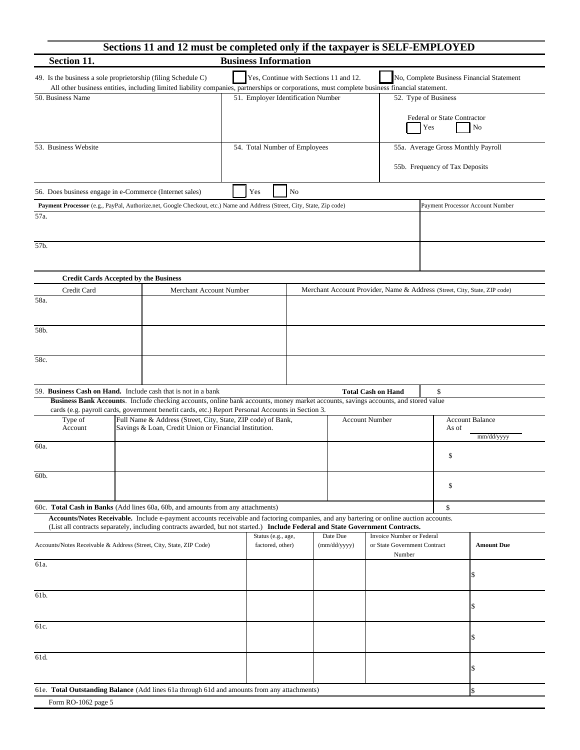## Sections 11 and 12 must be completed only if the taxpayer is SELF-EMPLOYED

### Section 11. Business Information

49. Is the business a sole proprietorship (filing Schedule C) ☐ Yes, Continue with Sections 11 and 12. ☐ No, Complete Business Financial Statement

All other business entities, including limited liability companies, partnerships or corporations, must complete business financial statement.

| | | |
|---|---|---|
| 50. Business Name | 51. Employer Identification Number | 52. Type of Business<br><br>Federal or State Contractor<br>☐ Yes ☐ No |
| 53. Business Website | 54. Total Number of Employees | 55a. Average Gross Monthly Payroll<br><br>55b. Frequency of Tax Deposits |

56. Does business engage in e-Commerce (Internet sales) ☐ Yes ☐ No

| Payment Processor (e.g., PayPal, Authorize.net, Google Checkout, etc.) Name and Address (Street, City, State, Zip code) | Payment Processor Account Number |
|---|---|
| 57a. | |
| 57b. | |

**Credit Cards Accepted by the Business**

| Credit Card | Merchant Account Number | Merchant Account Provider, Name & Address (Street, City, State, ZIP code) |
|---|---|---|
| 58a. | | |
| 58b. | | |
| 58c. | | |

59. **Business Cash on Hand.** Include cash that is not in a bank **Total Cash on Hand** $

**Business Bank Accounts**. Include checking accounts, online bank accounts, money market accounts, savings accounts, and stored value cards (e.g. payroll cards, government benefit cards, etc.) Report Personal Accounts in Section 3.

| Type of Account | Full Name & Address (Street, City, State, ZIP code) of Bank, Savings & Loan, Credit Union or Financial Institution. | Account Number | Account Balance As of ________ (mm/dd/yyyy) |
|---|---|---|---|
| 60a. | | | $ |
| 60b. | | | $ |
| 60c. **Total Cash in Banks** (Add lines 60a, 60b, and amounts from any attachments) | | | $ |

**Accounts/Notes Receivable.** Include e-payment accounts receivable and factoring companies, and any bartering or online auction accounts. (List all contracts separately, including contracts awarded, but not started.) **Include Federal and State Government Contracts.**

| Accounts/Notes Receivable & Address (Street, City, State, ZIP Code) | Status (e.g., age, factored, other) | Date Due (mm/dd/yyyy) | Invoice Number or Federal or State Government Contract Number | **Amount Due** |
|---|---|---|---|---|
| 61a. | | | | $ |
| 61b. | | | | $ |
| 61c. | | | | $ |
| 61d. | | | | $ |
| 61e. **Total Outstanding Balance** (Add lines 61a through 61d and amounts from any attachments) | | | | $ |

Form RO-1062 page 5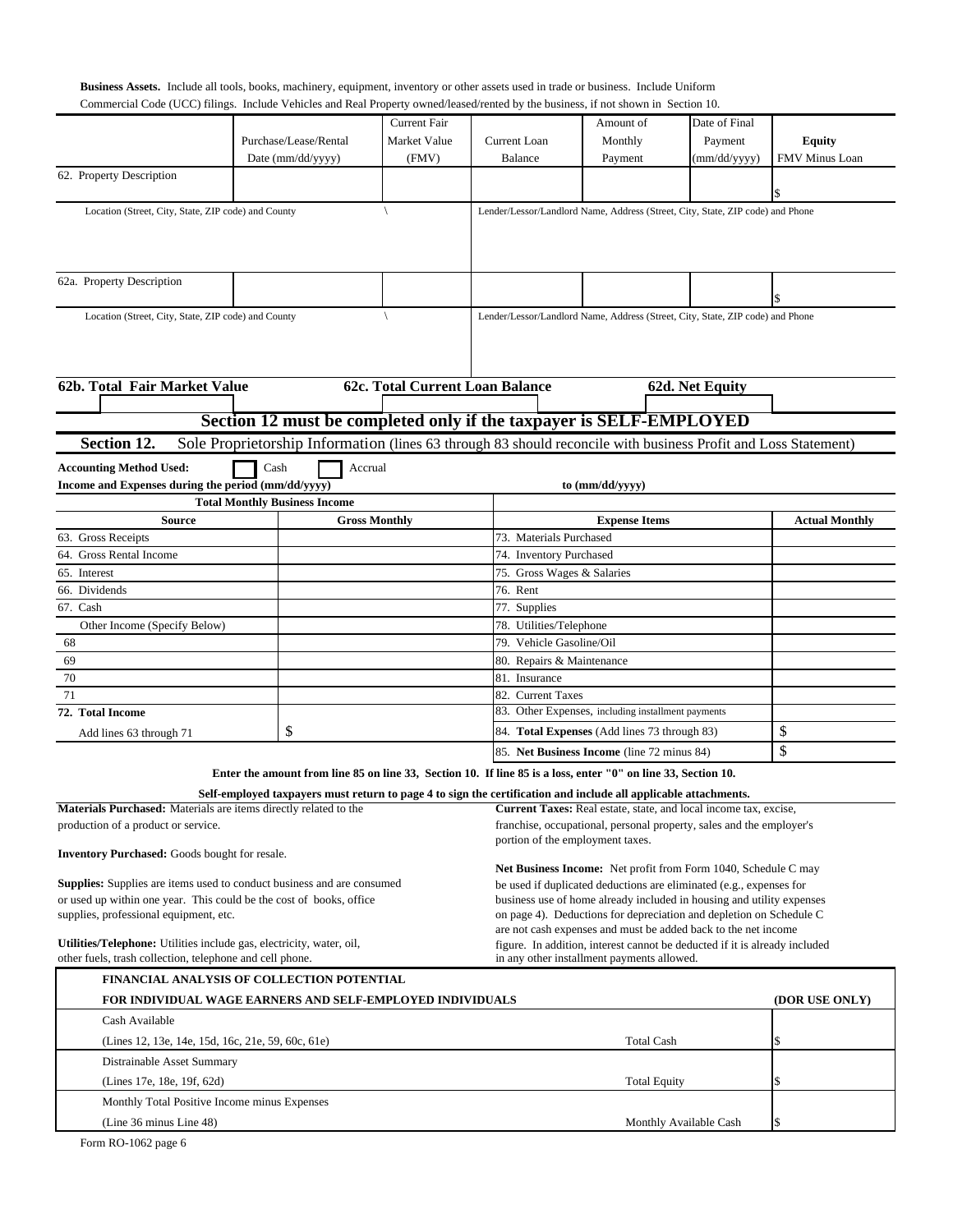**Business Assets.** Include all tools, books, machinery, equipment, inventory or other assets used in trade or business. Include Uniform Commercial Code (UCC) filings. Include Vehicles and Real Property owned/leased/rented by the business, if not shown in Section 10.

| | Purchase/Lease/Rental Date (mm/dd/yyyy) | Current Fair Market Value (FMV) | Current Loan Balance | Amount of Monthly Payment | Date of Final Payment (mm/dd/yyyy) | Equity FMV Minus Loan |
|---|---|---|---|---|---|---|
| 62. Property Description | | | | | | $ |
| Location (Street, City, State, ZIP code) and County | | | Lender/Lessor/Landlord Name, Address (Street, City, State, ZIP code) and Phone | | | |
| 62a. Property Description | | | | | | $ |
| Location (Street, City, State, ZIP code) and County | | | Lender/Lessor/Landlord Name, Address (Street, City, State, ZIP code) and Phone | | | |

**62b. Total Fair Market Value** ____ **62c. Total Current Loan Balance** ____ **62d. Net Equity** ____

## Section 12 must be completed only if the taxpayer is SELF-EMPLOYED

**Section 12.** Sole Proprietorship Information (lines 63 through 83 should reconcile with business Profit and Loss Statement)

**Accounting Method Used:** ☐ Cash ☐ Accrual

**Income and Expenses during the period (mm/dd/yyyy)** ____ **to (mm/dd/yyyy)** ____

| Total Monthly Business Income | | Expense Items | Actual Monthly |
|---|---|---|---|
| **Source** | **Gross Monthly** | | |
| 63. Gross Receipts | | 73. Materials Purchased | |
| 64. Gross Rental Income | | 74. Inventory Purchased | |
| 65. Interest | | 75. Gross Wages & Salaries | |
| 66. Dividends | | 76. Rent | |
| 67. Cash | | 77. Supplies | |
| Other Income (Specify Below) | | 78. Utilities/Telephone | |
| 68 | | 79. Vehicle Gasoline/Oil | |
| 69 | | 80. Repairs & Maintenance | |
| 70 | | 81. Insurance | |
| 71 | | 82. Current Taxes | |
| **72. Total Income** | | 83. Other Expenses, including installment payments | |
| Add lines 63 through 71 | $ | 84. **Total Expenses** (Add lines 73 through 83) | $ |
| | | 85. **Net Business Income** (line 72 minus 84) | $ |

**Enter the amount from line 85 on line 33, Section 10. If line 85 is a loss, enter "0" on line 33, Section 10.**

**Self-employed taxpayers must return to page 4 to sign the certification and include all applicable attachments.**

**Materials Purchased:** Materials are items directly related to the production of a product or service.

**Inventory Purchased:** Goods bought for resale.

**Supplies:** Supplies are items used to conduct business and are consumed or used up within one year. This could be the cost of books, office supplies, professional equipment, etc.

**Utilities/Telephone:** Utilities include gas, electricity, water, oil, other fuels, trash collection, telephone and cell phone.

**Current Taxes:** Real estate, state, and local income tax, excise, franchise, occupational, personal property, sales and the employer's portion of the employment taxes.

**Net Business Income:** Net profit from Form 1040, Schedule C may be used if duplicated deductions are eliminated (e.g., expenses for business use of home already included in housing and utility expenses on page 4). Deductions for depreciation and depletion on Schedule C are not cash expenses and must be added back to the net income figure. In addition, interest cannot be deducted if it is already included in any other installment payments allowed.

| FINANCIAL ANALYSIS OF COLLECTION POTENTIAL FOR INDIVIDUAL WAGE EARNERS AND SELF-EMPLOYED INDIVIDUALS | | (DOR USE ONLY) |
|---|---|---|
| Cash Available (Lines 12, 13e, 14e, 15d, 16c, 21e, 59, 60c, 61e) | Total Cash | $ |
| Distrainable Asset Summary (Lines 17e, 18e, 19f, 62d) | Total Equity | $ |
| Monthly Total Positive Income minus Expenses (Line 36 minus Line 48) | Monthly Available Cash | $ |

Form RO-1062 page 6